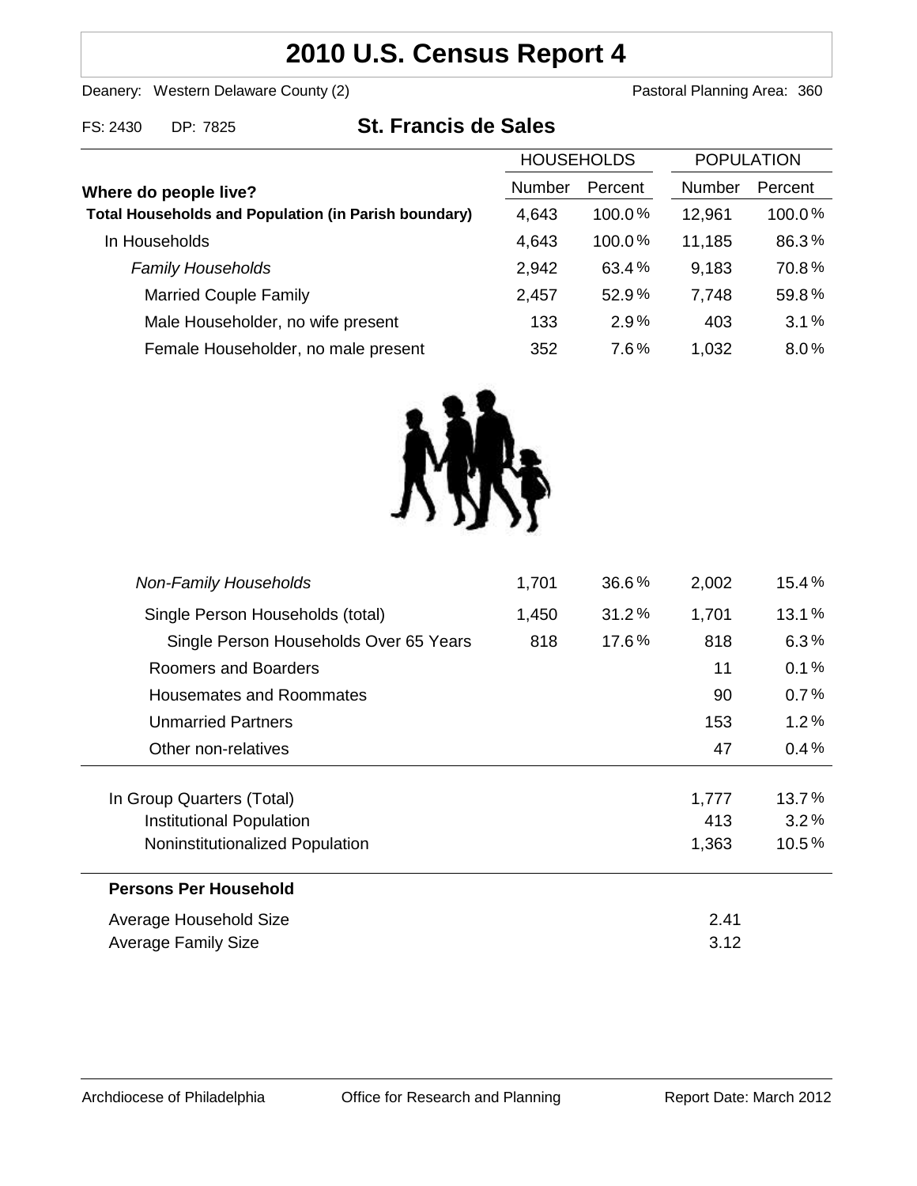# 2010 U.S. Census Report 4

Deanery: Western Delaware County (2) | Pastoral Planning Area: 360

FS: 2430 DP: 7825

## St. Francis de Sales

| Where do people live? | HOUSEHOLDS Number | HOUSEHOLDS Percent | POPULATION Number | POPULATION Percent |
|---|---|---|---|---|
| **Total Households and Population (in Parish boundary)** | 4,643 | 100.0% | 12,961 | 100.0% |
| In Households | 4,643 | 100.0% | 11,185 | 86.3% |
| *Family Households* | 2,942 | 63.4% | 9,183 | 70.8% |
| Married Couple Family | 2,457 | 52.9% | 7,748 | 59.8% |
| Male Householder, no wife present | 133 | 2.9% | 403 | 3.1% |
| Female Householder, no male present | 352 | 7.6% | 1,032 | 8.0% |
| *Non-Family Households* | 1,701 | 36.6% | 2,002 | 15.4% |
| Single Person Households (total) | 1,450 | 31.2% | 1,701 | 13.1% |
| Single Person Households Over 65 Years | 818 | 17.6% | 818 | 6.3% |
| Roomers and Boarders | | | 11 | 0.1% |
| Housemates and Roommates | | | 90 | 0.7% |
| Unmarried Partners | | | 153 | 1.2% |
| Other non-relatives | | | 47 | 0.4% |
| In Group Quarters (Total) | | | 1,777 | 13.7% |
| Institutional Population | | | 413 | 3.2% |
| Noninstitutionalized Population | | | 1,363 | 10.5% |

**Persons Per Household**

| | |
|---|---|
| Average Household Size | 2.41 |
| Average Family Size | 3.12 |

Archdiocese of Philadelphia | Office for Research and Planning | Report Date: March 2012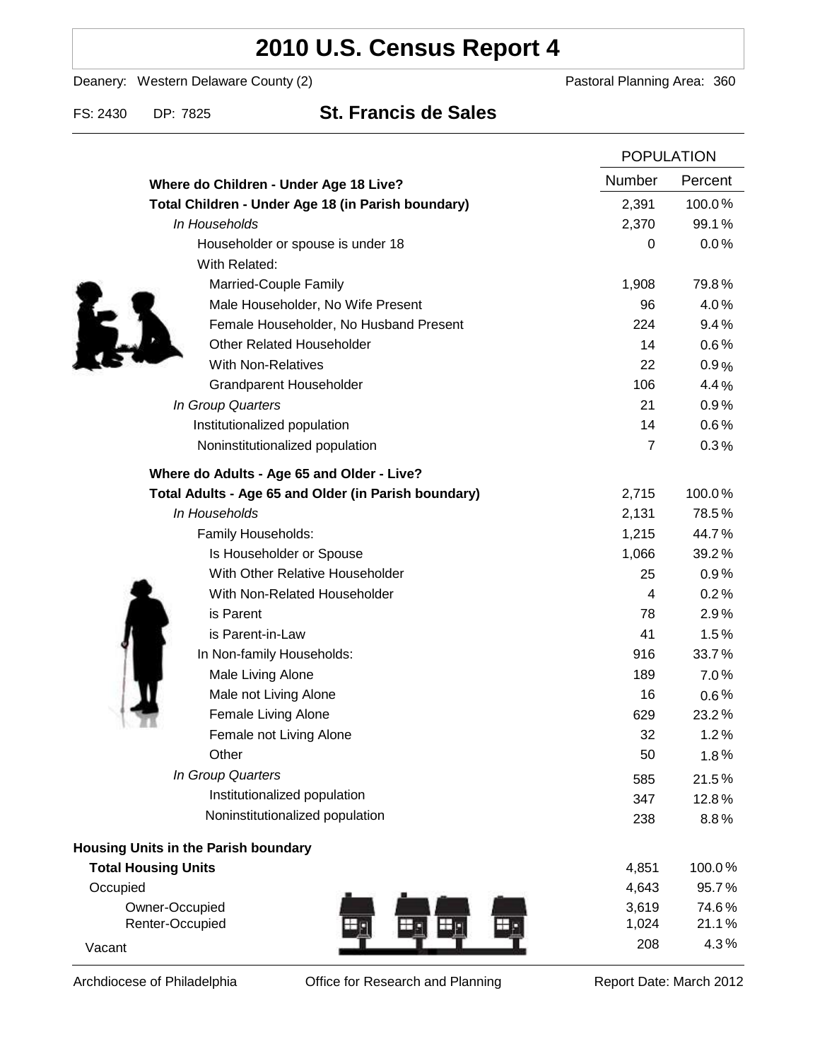# 2010 U.S. Census Report 4

Deanery: Western Delaware County (2) Pastoral Planning Area: 360

FS: 2430 DP: 7825 **St. Francis de Sales**

| | POPULATION | |
|---|---|---|
| | Number | Percent |
| **Where do Children - Under Age 18 Live?** | | |
| **Total Children - Under Age 18 (in Parish boundary)** | 2,391 | 100.0% |
| *In Households* | 2,370 | 99.1% |
| Householder or spouse is under 18 | 0 | 0.0% |
| With Related: | | |
| Married-Couple Family | 1,908 | 79.8% |
| Male Householder, No Wife Present | 96 | 4.0% |
| Female Householder, No Husband Present | 224 | 9.4% |
| Other Related Householder | 14 | 0.6% |
| With Non-Relatives | 22 | 0.9% |
| Grandparent Householder | 106 | 4.4% |
| *In Group Quarters* | 21 | 0.9% |
| Institutionalized population | 14 | 0.6% |
| Noninstitutionalized population | 7 | 0.3% |
| **Where do Adults - Age 65 and Older - Live?** | | |
| **Total Adults - Age 65 and Older (in Parish boundary)** | 2,715 | 100.0% |
| *In Households* | 2,131 | 78.5% |
| Family Households: | 1,215 | 44.7% |
| Is Householder or Spouse | 1,066 | 39.2% |
| With Other Relative Householder | 25 | 0.9% |
| With Non-Related Householder | 4 | 0.2% |
| is Parent | 78 | 2.9% |
| is Parent-in-Law | 41 | 1.5% |
| In Non-family Households: | 916 | 33.7% |
| Male Living Alone | 189 | 7.0% |
| Male not Living Alone | 16 | 0.6% |
| Female Living Alone | 629 | 23.2% |
| Female not Living Alone | 32 | 1.2% |
| Other | 50 | 1.8% |
| *In Group Quarters* | 585 | 21.5% |
| Institutionalized population | 347 | 12.8% |
| Noninstitutionalized population | 238 | 8.8% |

**Housing Units in the Parish boundary**

| | Number | Percent |
|---|---|---|
| **Total Housing Units** | 4,851 | 100.0% |
| Occupied | 4,643 | 95.7% |
| Owner-Occupied | 3,619 | 74.6% |
| Renter-Occupied | 1,024 | 21.1% |
| Vacant | 208 | 4.3% |

Archdiocese of Philadelphia Office for Research and Planning Report Date: March 2012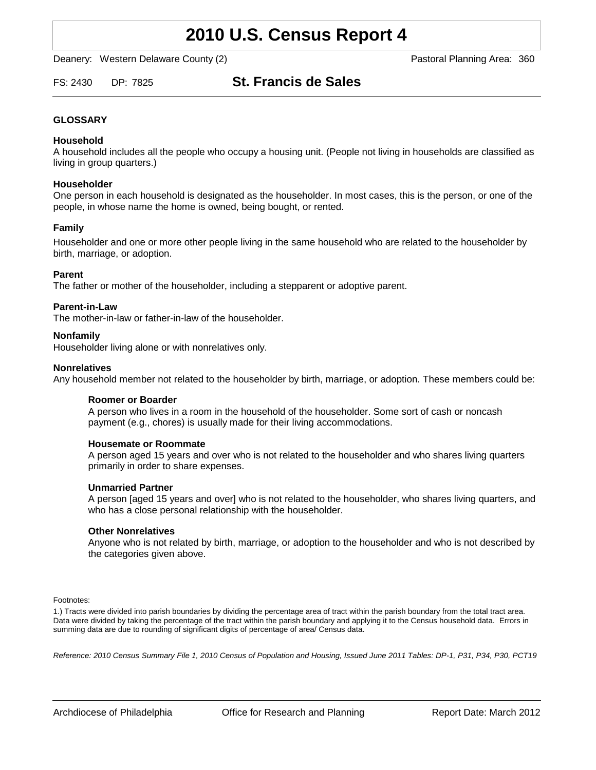# 2010 U.S. Census Report 4

Deanery: Western Delaware County (2) Pastoral Planning Area: 360

FS: 2430 DP: 7825 **St. Francis de Sales**

## GLOSSARY

**Household**
A household includes all the people who occupy a housing unit. (People not living in households are classified as living in group quarters.)

**Householder**
One person in each household is designated as the householder. In most cases, this is the person, or one of the people, in whose name the home is owned, being bought, or rented.

**Family**
Householder and one or more other people living in the same household who are related to the householder by birth, marriage, or adoption.

**Parent**
The father or mother of the householder, including a stepparent or adoptive parent.

**Parent-in-Law**
The mother-in-law or father-in-law of the householder.

**Nonfamily**
Householder living alone or with nonrelatives only.

**Nonrelatives**
Any household member not related to the householder by birth, marriage, or adoption. These members could be:

> **Roomer or Boarder**
> A person who lives in a room in the household of the householder. Some sort of cash or noncash payment (e.g., chores) is usually made for their living accommodations.
>
> **Housemate or Roommate**
> A person aged 15 years and over who is not related to the householder and who shares living quarters primarily in order to share expenses.
>
> **Unmarried Partner**
> A person [aged 15 years and over] who is not related to the householder, who shares living quarters, and who has a close personal relationship with the householder.
>
> **Other Nonrelatives**
> Anyone who is not related by birth, marriage, or adoption to the householder and who is not described by the categories given above.

Footnotes:

1.) Tracts were divided into parish boundaries by dividing the percentage area of tract within the parish boundary from the total tract area. Data were divided by taking the percentage of the tract within the parish boundary and applying it to the Census household data. Errors in summing data are due to rounding of significant digits of percentage of area/ Census data.

*Reference: 2010 Census Summary File 1, 2010 Census of Population and Housing, Issued June 2011 Tables: DP-1, P31, P34, P30, PCT19*

Archdiocese of Philadelphia Office for Research and Planning Report Date: March 2012